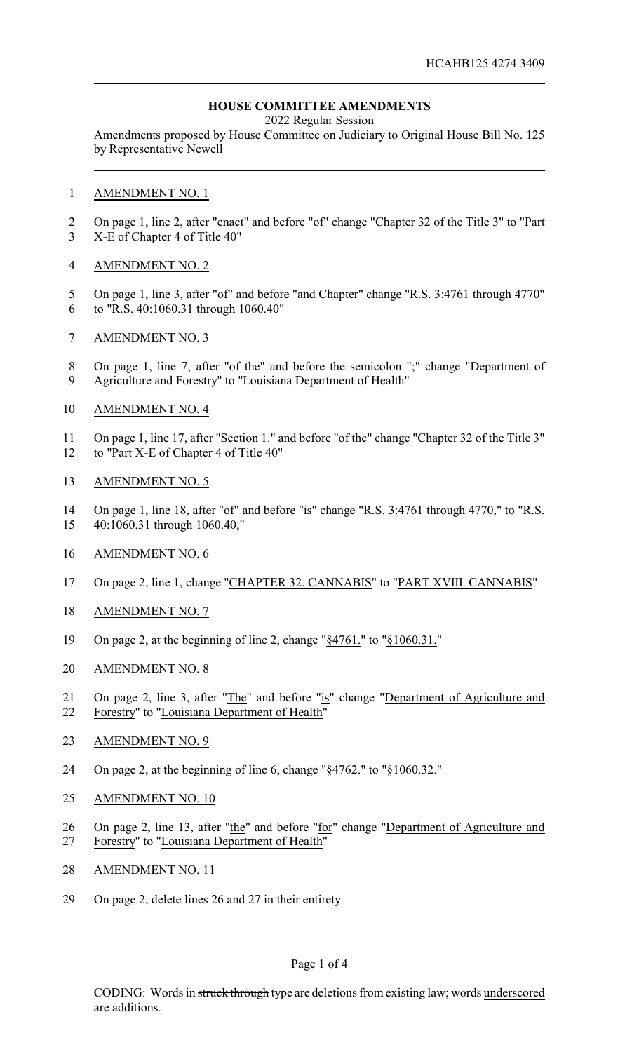HCAHB125 4274 3409

## HOUSE COMMITTEE AMENDMENTS

2022 Regular Session

Amendments proposed by House Committee on Judiciary to Original House Bill No. 125 by Representative Newell

AMENDMENT NO. 1

On page 1, line 2, after "enact" and before "of" change "Chapter 32 of the Title 3" to "Part X-E of Chapter 4 of Title 40"

AMENDMENT NO. 2

On page 1, line 3, after "of" and before "and Chapter" change "R.S. 3:4761 through 4770" to "R.S. 40:1060.31 through 1060.40"

AMENDMENT NO. 3

On page 1, line 7, after "of the" and before the semicolon ";" change "Department of Agriculture and Forestry" to "Louisiana Department of Health"

AMENDMENT NO. 4

On page 1, line 17, after "Section 1." and before "of the" change "Chapter 32 of the Title 3" to "Part X-E of Chapter 4 of Title 40"

AMENDMENT NO. 5

On page 1, line 18, after "of" and before "is" change "R.S. 3:4761 through 4770," to "R.S. 40:1060.31 through 1060.40,"

AMENDMENT NO. 6

On page 2, line 1, change "CHAPTER 32. CANNABIS" to "PART XVIII. CANNABIS"

AMENDMENT NO. 7

On page 2, at the beginning of line 2, change "§4761." to "§1060.31."

AMENDMENT NO. 8

On page 2, line 3, after "The" and before "is" change "Department of Agriculture and Forestry" to "Louisiana Department of Health"

AMENDMENT NO. 9

On page 2, at the beginning of line 6, change "§4762." to "§1060.32."

AMENDMENT NO. 10

On page 2, line 13, after "the" and before "for" change "Department of Agriculture and Forestry" to "Louisiana Department of Health"

AMENDMENT NO. 11

On page 2, delete lines 26 and 27 in their entirety

CODING: Words in ~~struck through~~ type are deletions from existing law; words underscored are additions.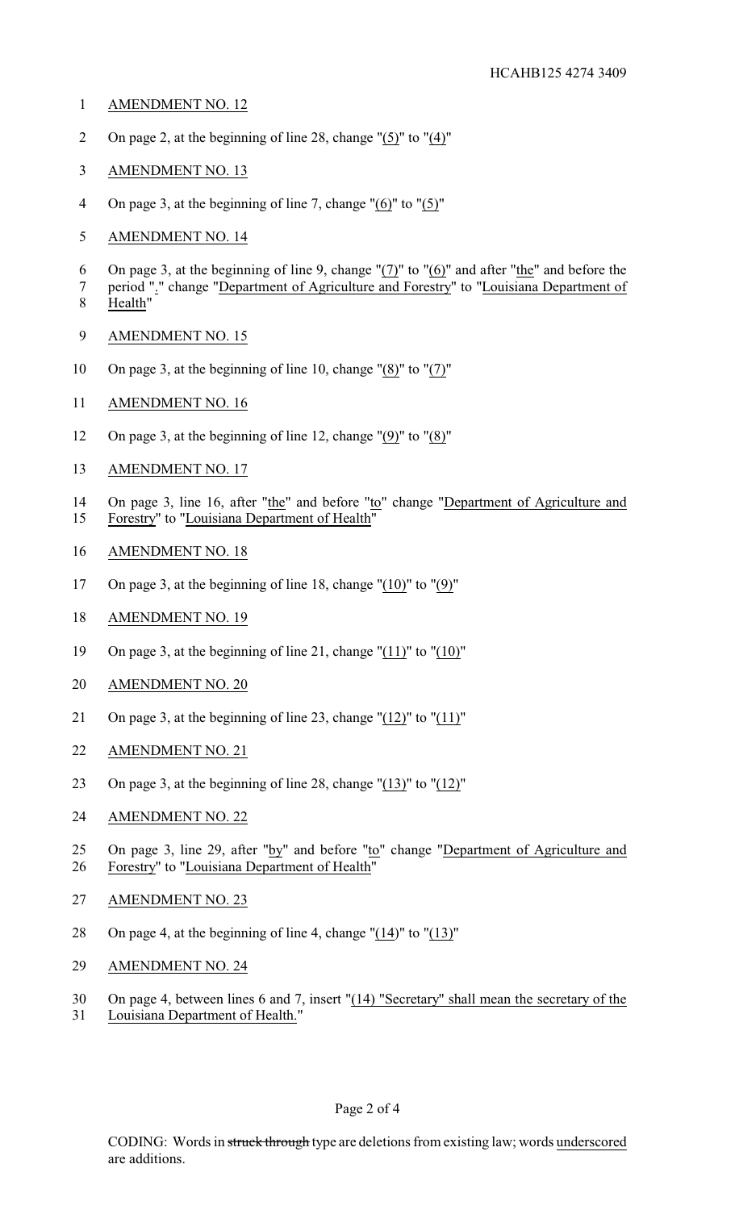AMENDMENT NO. 12

On page 2, at the beginning of line 28, change "(5)" to "(4)"

AMENDMENT NO. 13

On page 3, at the beginning of line 7, change "(6)" to "(5)"

AMENDMENT NO. 14

On page 3, at the beginning of line 9, change "(7)" to "(6)" and after "the" and before the period "." change "Department of Agriculture and Forestry" to "Louisiana Department of Health"

AMENDMENT NO. 15

On page 3, at the beginning of line 10, change "(8)" to "(7)"

AMENDMENT NO. 16

On page 3, at the beginning of line 12, change "(9)" to "(8)"

AMENDMENT NO. 17

On page 3, line 16, after "the" and before "to" change "Department of Agriculture and Forestry" to "Louisiana Department of Health"

AMENDMENT NO. 18

On page 3, at the beginning of line 18, change "(10)" to "(9)"

AMENDMENT NO. 19

On page 3, at the beginning of line 21, change "(11)" to "(10)"

AMENDMENT NO. 20

On page 3, at the beginning of line 23, change "(12)" to "(11)"

AMENDMENT NO. 21

On page 3, at the beginning of line 28, change "(13)" to "(12)"

AMENDMENT NO. 22

On page 3, line 29, after "by" and before "to" change "Department of Agriculture and Forestry" to "Louisiana Department of Health"

AMENDMENT NO. 23

On page 4, at the beginning of line 4, change "(14)" to "(13)"

AMENDMENT NO. 24

On page 4, between lines 6 and 7, insert "(14) "Secretary" shall mean the secretary of the Louisiana Department of Health."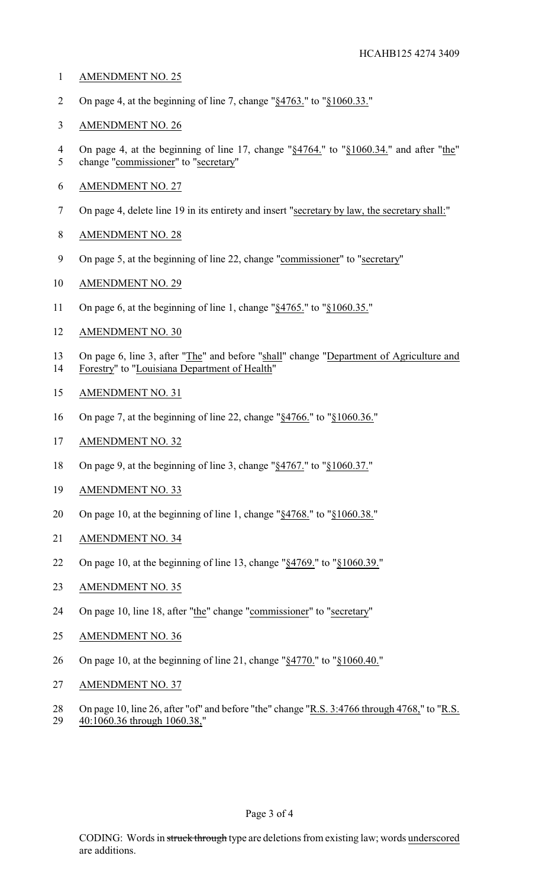AMENDMENT NO. 25

On page 4, at the beginning of line 7, change "§4763." to "§1060.33."

AMENDMENT NO. 26

On page 4, at the beginning of line 17, change "§4764." to "§1060.34." and after "the" change "commissioner" to "secretary"

AMENDMENT NO. 27

On page 4, delete line 19 in its entirety and insert "secretary by law, the secretary shall:"

AMENDMENT NO. 28

On page 5, at the beginning of line 22, change "commissioner" to "secretary"

AMENDMENT NO. 29

On page 6, at the beginning of line 1, change "§4765." to "§1060.35."

AMENDMENT NO. 30

On page 6, line 3, after "The" and before "shall" change "Department of Agriculture and Forestry" to "Louisiana Department of Health"

AMENDMENT NO. 31

On page 7, at the beginning of line 22, change "§4766." to "§1060.36."

AMENDMENT NO. 32

On page 9, at the beginning of line 3, change "§4767." to "§1060.37."

AMENDMENT NO. 33

On page 10, at the beginning of line 1, change "§4768." to "§1060.38."

AMENDMENT NO. 34

On page 10, at the beginning of line 13, change "§4769." to "§1060.39."

AMENDMENT NO. 35

On page 10, line 18, after "the" change "commissioner" to "secretary"

AMENDMENT NO. 36

On page 10, at the beginning of line 21, change "§4770." to "§1060.40."

AMENDMENT NO. 37

On page 10, line 26, after "of" and before "the" change "R.S. 3:4766 through 4768," to "R.S. 40:1060.36 through 1060.38,"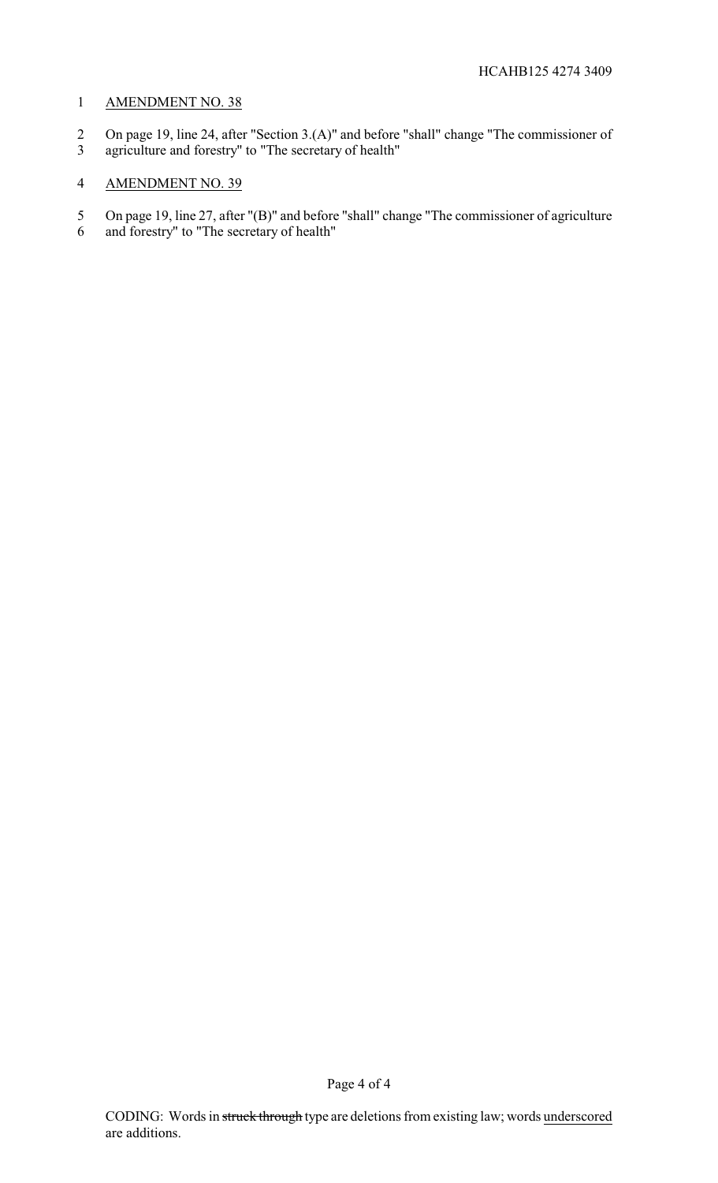AMENDMENT NO. 38

On page 19, line 24, after "Section 3.(A)" and before "shall" change "The commissioner of agriculture and forestry" to "The secretary of health"

AMENDMENT NO. 39

On page 19, line 27, after "(B)" and before "shall" change "The commissioner of agriculture and forestry" to "The secretary of health"

CODING: Words in ~~struck through~~ type are deletions from existing law; words <u>underscored</u> are additions.